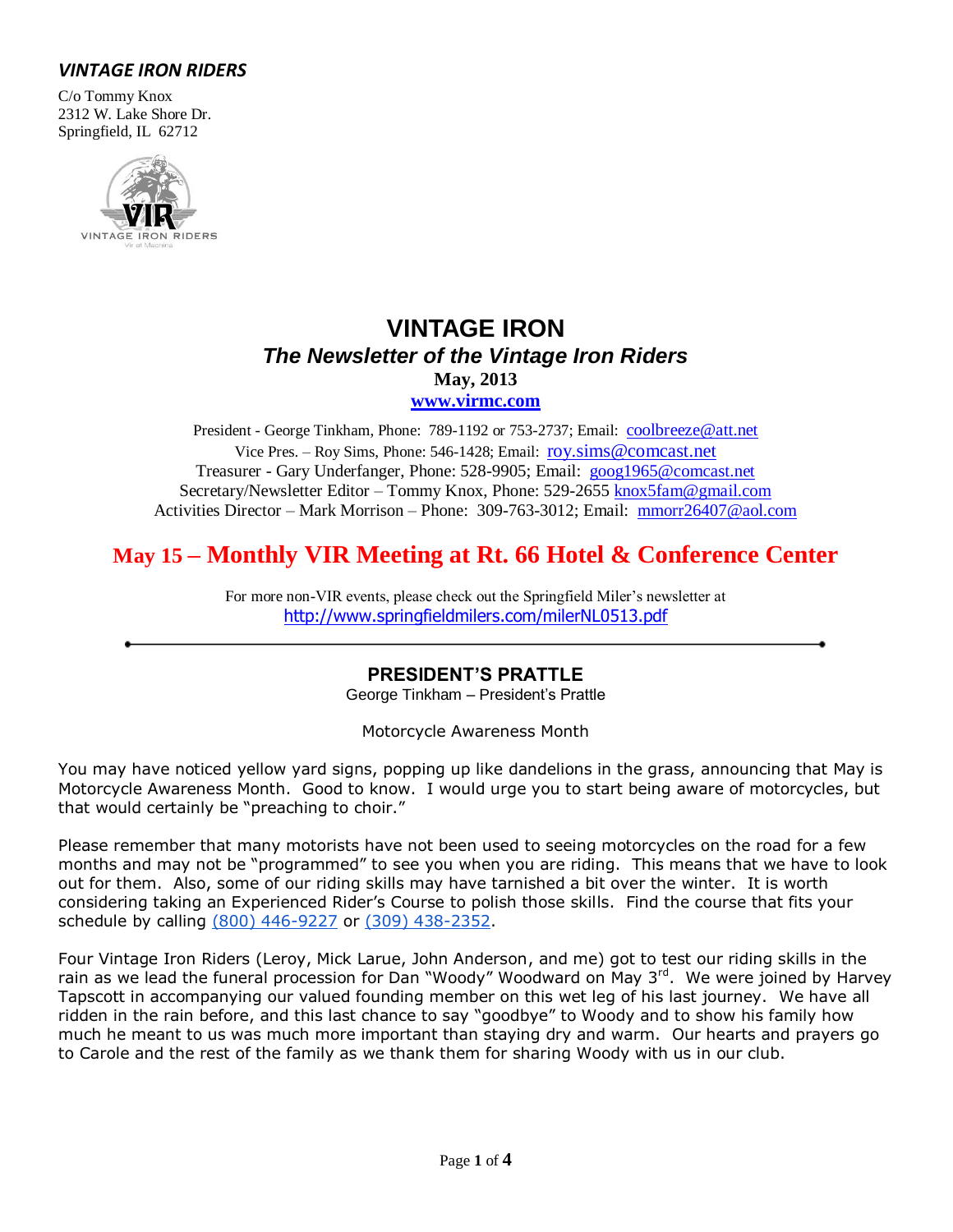***VINTAGE IRON RIDERS***

C/o Tommy Knox
2312 W. Lake Shore Dr.
Springfield, IL 62712

# VINTAGE IRON

## *The Newsletter of the Vintage Iron Riders*

**May, 2013**

**www.virmc.com**

President - George Tinkham, Phone: 789-1192 or 753-2737; Email: coolbreeze@att.net
Vice Pres. – Roy Sims, Phone: 546-1428; Email: roy.sims@comcast.net
Treasurer - Gary Underfanger, Phone: 528-9905; Email: goog1965@comcast.net
Secretary/Newsletter Editor – Tommy Knox, Phone: 529-2655 knox5fam@gmail.com
Activities Director – Mark Morrison – Phone: 309-763-3012; Email: mmorr26407@aol.com

## May 15 – Monthly VIR Meeting at Rt. 66 Hotel & Conference Center

For more non-VIR events, please check out the Springfield Miler's newsletter at
http://www.springfieldmilers.com/milerNL0513.pdf

---

### PRESIDENT'S PRATTLE

George Tinkham – President's Prattle

Motorcycle Awareness Month

You may have noticed yellow yard signs, popping up like dandelions in the grass, announcing that May is Motorcycle Awareness Month. Good to know. I would urge you to start being aware of motorcycles, but that would certainly be "preaching to choir."

Please remember that many motorists have not been used to seeing motorcycles on the road for a few months and may not be "programmed" to see you when you are riding. This means that we have to look out for them. Also, some of our riding skills may have tarnished a bit over the winter. It is worth considering taking an Experienced Rider's Course to polish those skills. Find the course that fits your schedule by calling (800) 446-9227 or (309) 438-2352.

Four Vintage Iron Riders (Leroy, Mick Larue, John Anderson, and me) got to test our riding skills in the rain as we lead the funeral procession for Dan "Woody" Woodward on May 3rd. We were joined by Harvey Tapscott in accompanying our valued founding member on this wet leg of his last journey. We have all ridden in the rain before, and this last chance to say "goodbye" to Woody and to show his family how much he meant to us was much more important than staying dry and warm. Our hearts and prayers go to Carole and the rest of the family as we thank them for sharing Woody with us in our club.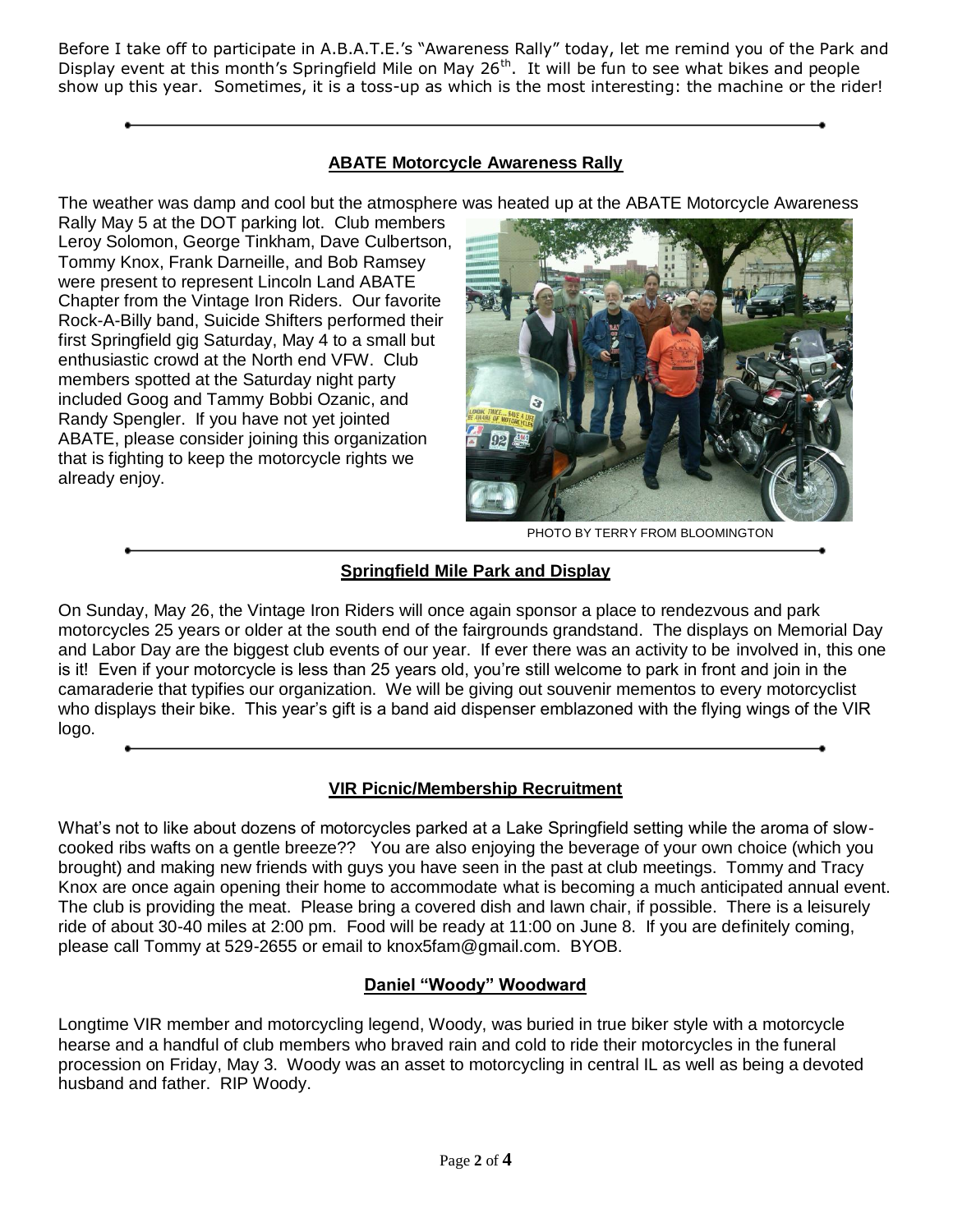Before I take off to participate in A.B.A.T.E.'s "Awareness Rally" today, let me remind you of the Park and Display event at this month's Springfield Mile on May 26th. It will be fun to see what bikes and people show up this year. Sometimes, it is a toss-up as which is the most interesting: the machine or the rider!

---

## ABATE Motorcycle Awareness Rally

The weather was damp and cool but the atmosphere was heated up at the ABATE Motorcycle Awareness Rally May 5 at the DOT parking lot. Club members Leroy Solomon, George Tinkham, Dave Culbertson, Tommy Knox, Frank Darneille, and Bob Ramsey were present to represent Lincoln Land ABATE Chapter from the Vintage Iron Riders. Our favorite Rock-A-Billy band, Suicide Shifters performed their first Springfield gig Saturday, May 4 to a small but enthusiastic crowd at the North end VFW. Club members spotted at the Saturday night party included Goog and Tammy Bobbi Ozanic, and Randy Spengler. If you have not yet jointed ABATE, please consider joining this organization that is fighting to keep the motorcycle rights we already enjoy.

PHOTO BY TERRY FROM BLOOMINGTON

---

## Springfield Mile Park and Display

On Sunday, May 26, the Vintage Iron Riders will once again sponsor a place to rendezvous and park motorcycles 25 years or older at the south end of the fairgrounds grandstand. The displays on Memorial Day and Labor Day are the biggest club events of our year. If ever there was an activity to be involved in, this one is it! Even if your motorcycle is less than 25 years old, you're still welcome to park in front and join in the camaraderie that typifies our organization. We will be giving out souvenir mementos to every motorcyclist who displays their bike. This year's gift is a band aid dispenser emblazoned with the flying wings of the VIR logo.

---

## VIR Picnic/Membership Recruitment

What's not to like about dozens of motorcycles parked at a Lake Springfield setting while the aroma of slow-cooked ribs wafts on a gentle breeze?? You are also enjoying the beverage of your own choice (which you brought) and making new friends with guys you have seen in the past at club meetings. Tommy and Tracy Knox are once again opening their home to accommodate what is becoming a much anticipated annual event. The club is providing the meat. Please bring a covered dish and lawn chair, if possible. There is a leisurely ride of about 30-40 miles at 2:00 pm. Food will be ready at 11:00 on June 8. If you are definitely coming, please call Tommy at 529-2655 or email to knox5fam@gmail.com. BYOB.

## Daniel "Woody" Woodward

Longtime VIR member and motorcycling legend, Woody, was buried in true biker style with a motorcycle hearse and a handful of club members who braved rain and cold to ride their motorcycles in the funeral procession on Friday, May 3. Woody was an asset to motorcycling in central IL as well as being a devoted husband and father. RIP Woody.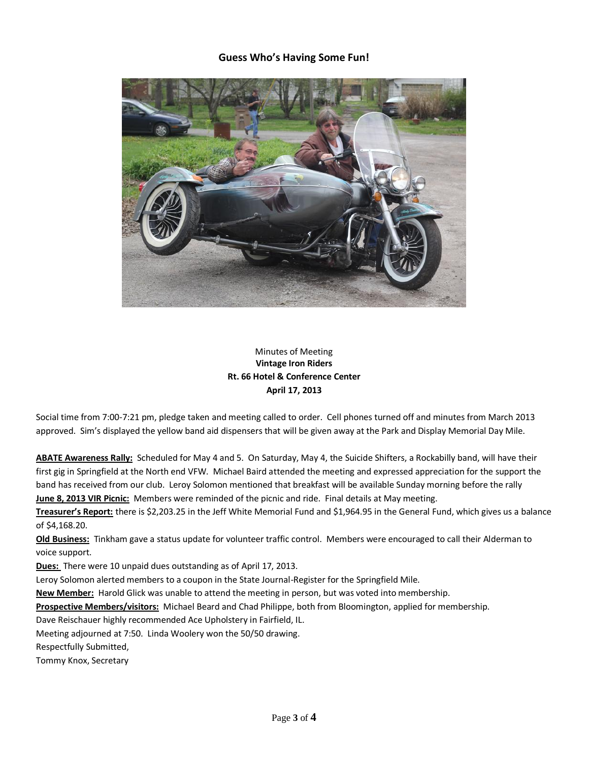## Guess Who's Having Some Fun!

Minutes of Meeting
**Vintage Iron Riders**
**Rt. 66 Hotel & Conference Center**
**April 17, 2013**

Social time from 7:00-7:21 pm, pledge taken and meeting called to order. Cell phones turned off and minutes from March 2013 approved. Sim's displayed the yellow band aid dispensers that will be given away at the Park and Display Memorial Day Mile.

**ABATE Awareness Rally:** Scheduled for May 4 and 5. On Saturday, May 4, the Suicide Shifters, a Rockabilly band, will have their first gig in Springfield at the North end VFW. Michael Baird attended the meeting and expressed appreciation for the support the band has received from our club. Leroy Solomon mentioned that breakfast will be available Sunday morning before the rally

**June 8, 2013 VIR Picnic:** Members were reminded of the picnic and ride. Final details at May meeting.

**Treasurer's Report:** there is $2,203.25 in the Jeff White Memorial Fund and $1,964.95 in the General Fund, which gives us a balance of $4,168.20.

**Old Business:** Tinkham gave a status update for volunteer traffic control. Members were encouraged to call their Alderman to voice support.

**Dues:** There were 10 unpaid dues outstanding as of April 17, 2013.

Leroy Solomon alerted members to a coupon in the State Journal-Register for the Springfield Mile.

**New Member:** Harold Glick was unable to attend the meeting in person, but was voted into membership.

**Prospective Members/visitors:** Michael Beard and Chad Philippe, both from Bloomington, applied for membership.

Dave Reischauer highly recommended Ace Upholstery in Fairfield, IL.

Meeting adjourned at 7:50. Linda Woolery won the 50/50 drawing.

Respectfully Submitted,

Tommy Knox, Secretary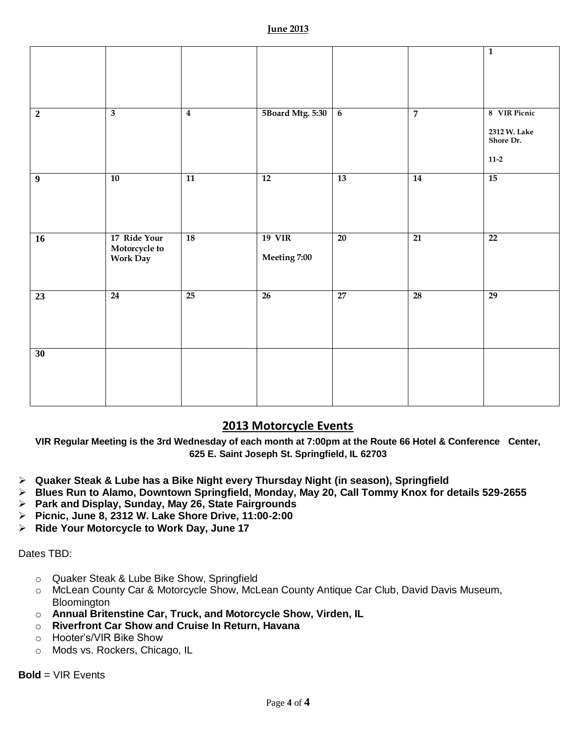**June 2013**

| | | | | | | |
|---|---|---|---|---|---|---|
| | | | | | | 1 |
| 2 | 3 | 4 | 5Board Mtg. 5:30 | 6 | 7 | 8 VIR Picnic<br><br>2312 W. Lake Shore Dr.<br><br>11-2 |
| 9 | 10 | 11 | 12 | 13 | 14 | 15 |
| 16 | 17 Ride Your Motorcycle to Work Day | 18 | 19 VIR<br><br>Meeting 7:00 | 20 | 21 | 22 |
| 23 | 24 | 25 | 26 | 27 | 28 | 29 |
| 30 | | | | | | |

## 2013 Motorcycle Events

**VIR Regular Meeting is the 3rd Wednesday of each month at 7:00pm at the Route 66 Hotel & Conference Center, 625 E. Saint Joseph St. Springfield, IL 62703**

- **Quaker Steak & Lube has a Bike Night every Thursday Night (in season), Springfield**
- **Blues Run to Alamo, Downtown Springfield, Monday, May 20, Call Tommy Knox for details 529-2655**
- **Park and Display, Sunday, May 26, State Fairgrounds**
- **Picnic, June 8, 2312 W. Lake Shore Drive, 11:00-2:00**
- **Ride Your Motorcycle to Work Day, June 17**

Dates TBD:

- Quaker Steak & Lube Bike Show, Springfield
- McLean County Car & Motorcycle Show, McLean County Antique Car Club, David Davis Museum, Bloomington
- **Annual Britenstine Car, Truck, and Motorcycle Show, Virden, IL**
- **Riverfront Car Show and Cruise In Return, Havana**
- Hooter's/VIR Bike Show
- Mods vs. Rockers, Chicago, IL

**Bold** = VIR Events